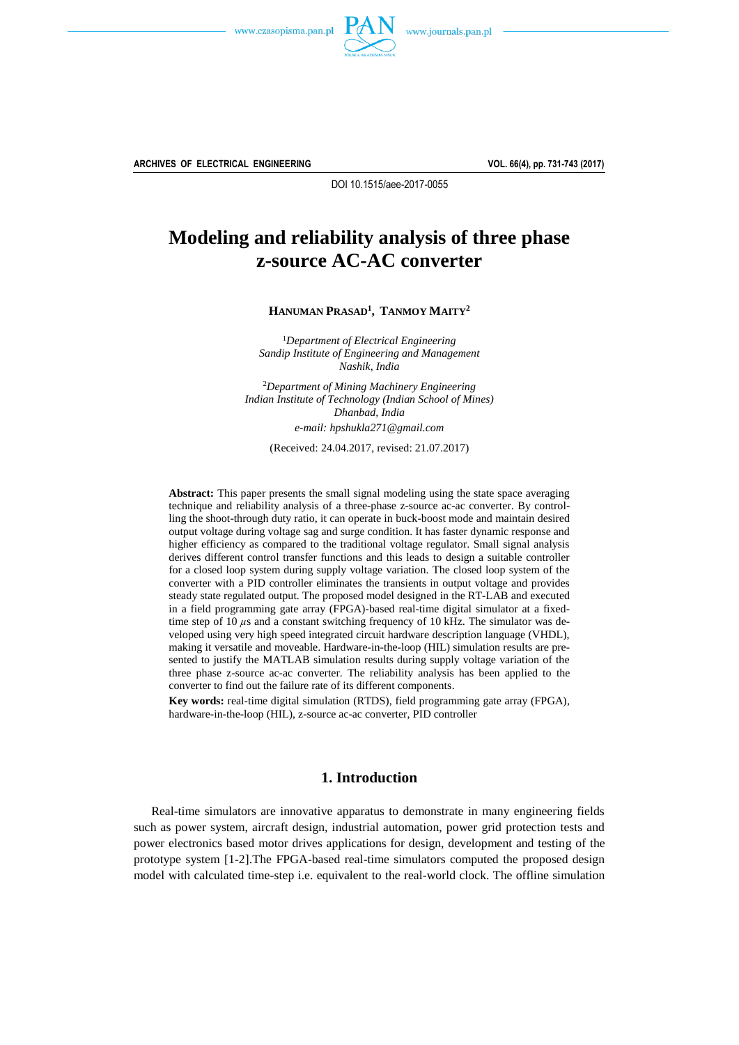ARCHIVES OF ELECTRICAL ENGINEERING

DOI 10.1515/aee-2017-0055

# Modeling and reliability analysis of three phase z-source AC-AC converter

**HANUMAN PRASAD[1], TANMOY MAITY[2]**

[1]*Department of Electrical Engineering*
*Sandip Institute of Engineering and Management*
*Nashik, India*

[2]*Department of Mining Machinery Engineering*
*Indian Institute of Technology (Indian School of Mines)*
*Dhanbad, India*
*e-mail: hpshukla271@gmail.com*

(Received: 24.04.2017, revised: 21.07.2017)

**Abstract:** This paper presents the small signal modeling using the state space averaging technique and reliability analysis of a three-phase z-source ac-ac converter. By controlling the shoot-through duty ratio, it can operate in buck-boost mode and maintain desired output voltage during voltage sag and surge condition. It has faster dynamic response and higher efficiency as compared to the traditional voltage regulator. Small signal analysis derives different control transfer functions and this leads to design a suitable controller for a closed loop system during supply voltage variation. The closed loop system of the converter with a PID controller eliminates the transients in output voltage and provides steady state regulated output. The proposed model designed in the RT-LAB and executed in a field programming gate array (FPGA)-based real-time digital simulator at a fixed-time step of 10 $\mu$s and a constant switching frequency of 10 kHz. The simulator was developed using very high speed integrated circuit hardware description language (VHDL), making it versatile and moveable. Hardware-in-the-loop (HIL) simulation results are presented to justify the MATLAB simulation results during supply voltage variation of the three phase z-source ac-ac converter. The reliability analysis has been applied to the converter to find out the failure rate of its different components.

**Key words:** real-time digital simulation (RTDS), field programming gate array (FPGA), hardware-in-the-loop (HIL), z-source ac-ac converter, PID controller

## 1. Introduction

Real-time simulators are innovative apparatus to demonstrate in many engineering fields such as power system, aircraft design, industrial automation, power grid protection tests and power electronics based motor drives applications for design, development and testing of the prototype system [1-2].The FPGA-based real-time simulators computed the proposed design model with calculated time-step i.e. equivalent to the real-world clock. The offline simulation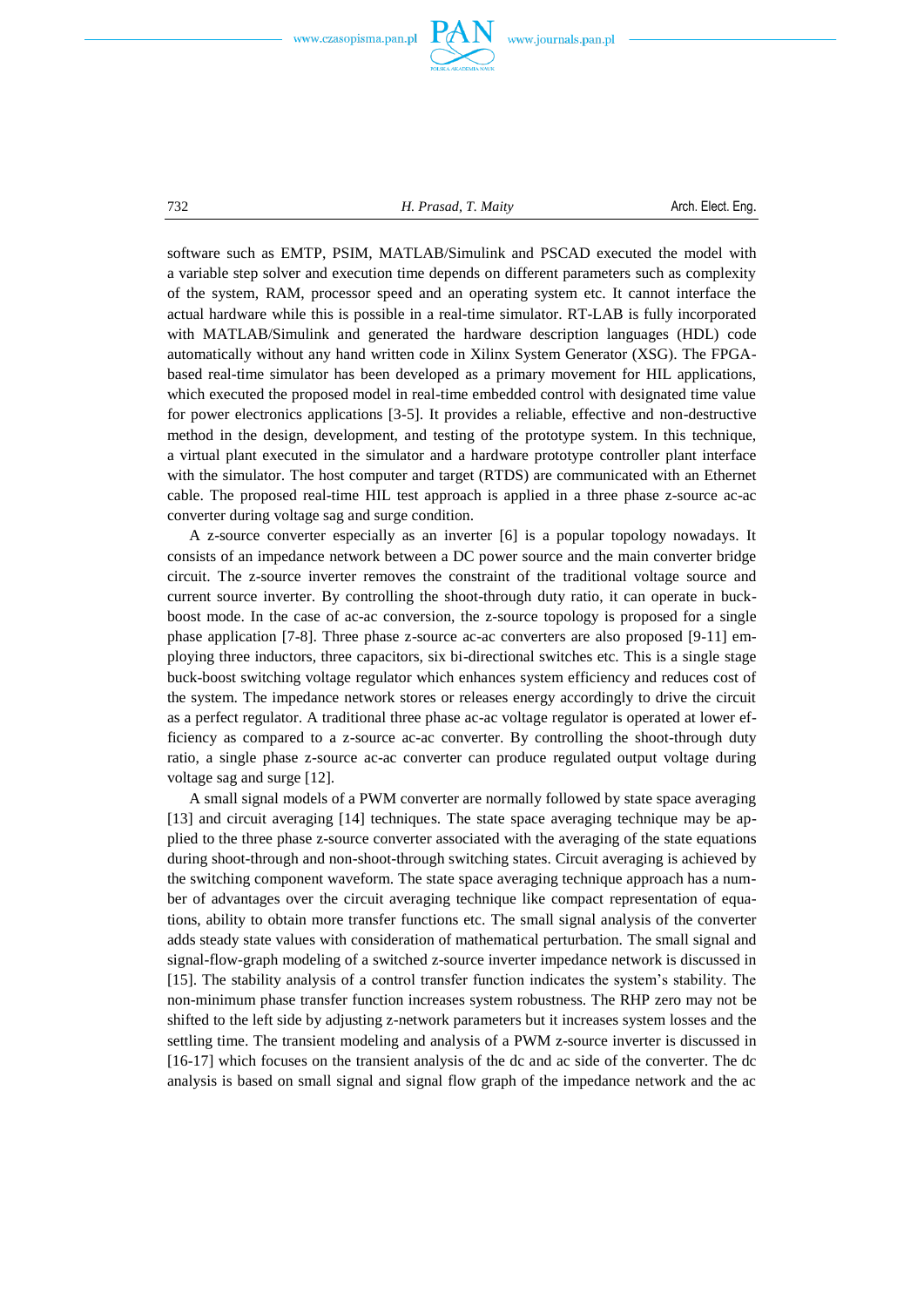software such as EMTP, PSIM, MATLAB/Simulink and PSCAD executed the model with a variable step solver and execution time depends on different parameters such as complexity of the system, RAM, processor speed and an operating system etc. It cannot interface the actual hardware while this is possible in a real-time simulator. RT-LAB is fully incorporated with MATLAB/Simulink and generated the hardware description languages (HDL) code automatically without any hand written code in Xilinx System Generator (XSG). The FPGA-based real-time simulator has been developed as a primary movement for HIL applications, which executed the proposed model in real-time embedded control with designated time value for power electronics applications [3-5]. It provides a reliable, effective and non-destructive method in the design, development, and testing of the prototype system. In this technique, a virtual plant executed in the simulator and a hardware prototype controller plant interface with the simulator. The host computer and target (RTDS) are communicated with an Ethernet cable. The proposed real-time HIL test approach is applied in a three phase z-source ac-ac converter during voltage sag and surge condition.

A z-source converter especially as an inverter [6] is a popular topology nowadays. It consists of an impedance network between a DC power source and the main converter bridge circuit. The z-source inverter removes the constraint of the traditional voltage source and current source inverter. By controlling the shoot-through duty ratio, it can operate in buck-boost mode. In the case of ac-ac conversion, the z-source topology is proposed for a single phase application [7-8]. Three phase z-source ac-ac converters are also proposed [9-11] employing three inductors, three capacitors, six bi-directional switches etc. This is a single stage buck-boost switching voltage regulator which enhances system efficiency and reduces cost of the system. The impedance network stores or releases energy accordingly to drive the circuit as a perfect regulator. A traditional three phase ac-ac voltage regulator is operated at lower efficiency as compared to a z-source ac-ac converter. By controlling the shoot-through duty ratio, a single phase z-source ac-ac converter can produce regulated output voltage during voltage sag and surge [12].

A small signal models of a PWM converter are normally followed by state space averaging [13] and circuit averaging [14] techniques. The state space averaging technique may be applied to the three phase z-source converter associated with the averaging of the state equations during shoot-through and non-shoot-through switching states. Circuit averaging is achieved by the switching component waveform. The state space averaging technique approach has a number of advantages over the circuit averaging technique like compact representation of equations, ability to obtain more transfer functions etc. The small signal analysis of the converter adds steady state values with consideration of mathematical perturbation. The small signal and signal-flow-graph modeling of a switched z-source inverter impedance network is discussed in [15]. The stability analysis of a control transfer function indicates the system's stability. The non-minimum phase transfer function increases system robustness. The RHP zero may not be shifted to the left side by adjusting z-network parameters but it increases system losses and the settling time. The transient modeling and analysis of a PWM z-source inverter is discussed in [16-17] which focuses on the transient analysis of the dc and ac side of the converter. The dc analysis is based on small signal and signal flow graph of the impedance network and the ac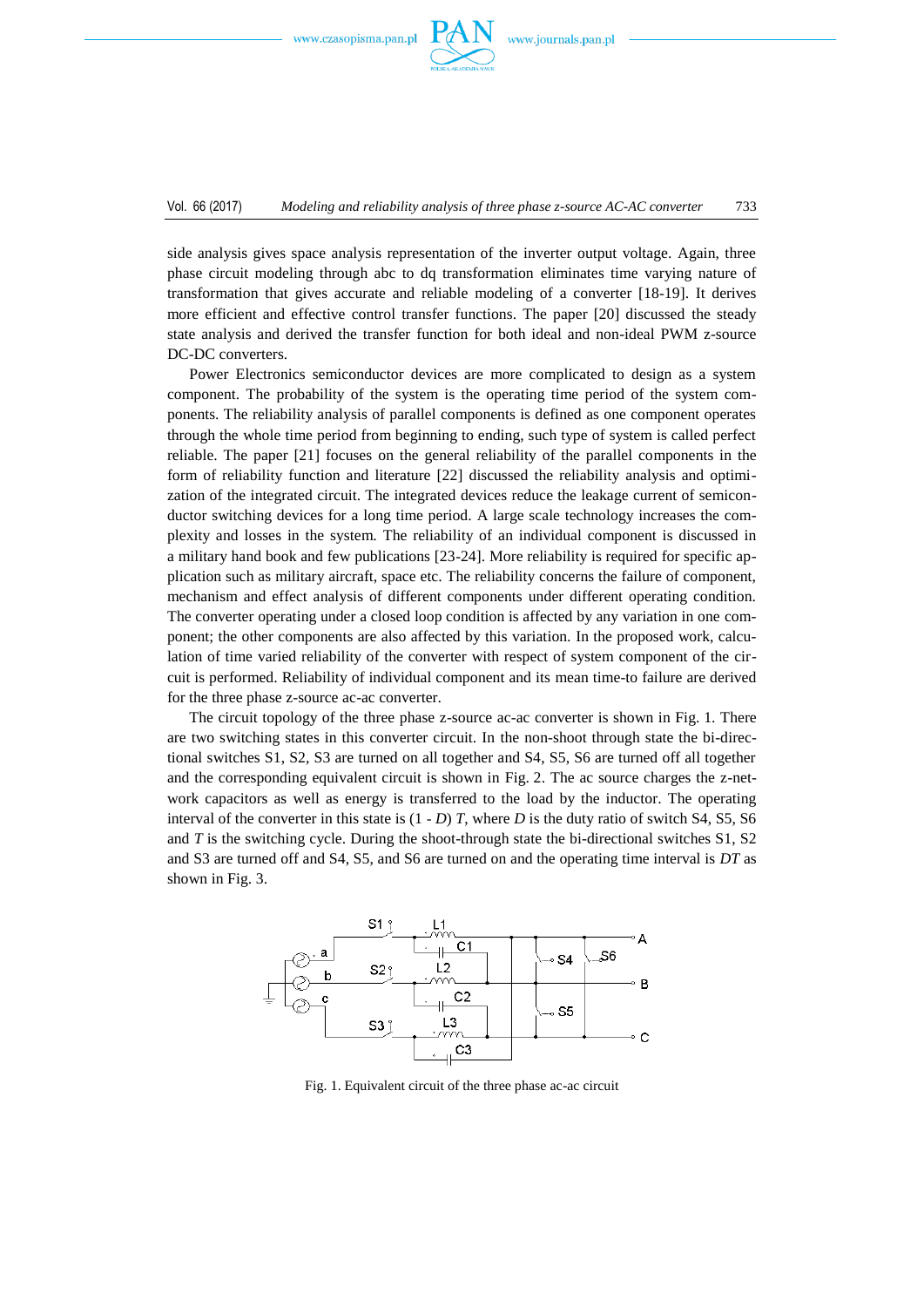side analysis gives space analysis representation of the inverter output voltage. Again, three phase circuit modeling through abc to dq transformation eliminates time varying nature of transformation that gives accurate and reliable modeling of a converter [18-19]. It derives more efficient and effective control transfer functions. The paper [20] discussed the steady state analysis and derived the transfer function for both ideal and non-ideal PWM z-source DC-DC converters.

Power Electronics semiconductor devices are more complicated to design as a system component. The probability of the system is the operating time period of the system components. The reliability analysis of parallel components is defined as one component operates through the whole time period from beginning to ending, such type of system is called perfect reliable. The paper [21] focuses on the general reliability of the parallel components in the form of reliability function and literature [22] discussed the reliability analysis and optimization of the integrated circuit. The integrated devices reduce the leakage current of semiconductor switching devices for a long time period. A large scale technology increases the complexity and losses in the system. The reliability of an individual component is discussed in a military hand book and few publications [23-24]. More reliability is required for specific application such as military aircraft, space etc. The reliability concerns the failure of component, mechanism and effect analysis of different components under different operating condition. The converter operating under a closed loop condition is affected by any variation in one component; the other components are also affected by this variation. In the proposed work, calculation of time varied reliability of the converter with respect of system component of the circuit is performed. Reliability of individual component and its mean time-to failure are derived for the three phase z-source ac-ac converter.

The circuit topology of the three phase z-source ac-ac converter is shown in Fig. 1. There are two switching states in this converter circuit. In the non-shoot through state the bi-directional switches S1, S2, S3 are turned on all together and S4, S5, S6 are turned off all together and the corresponding equivalent circuit is shown in Fig. 2. The ac source charges the z-network capacitors as well as energy is transferred to the load by the inductor. The operating interval of the converter in this state is $(1 - D)\,T$, where $D$ is the duty ratio of switch S4, S5, S6 and $T$ is the switching cycle. During the shoot-through state the bi-directional switches S1, S2 and S3 are turned off and S4, S5, and S6 are turned on and the operating time interval is $DT$ as shown in Fig. 3.

Fig. 1. Equivalent circuit of the three phase ac-ac circuit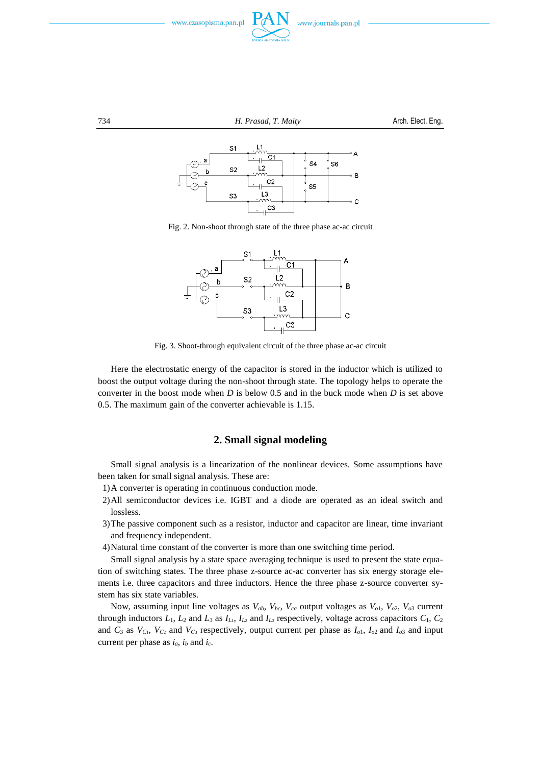Fig. 2. Non-shoot through state of the three phase ac-ac circuit

Fig. 3. Shoot-through equivalent circuit of the three phase ac-ac circuit

Here the electrostatic energy of the capacitor is stored in the inductor which is utilized to boost the output voltage during the non-shoot through state. The topology helps to operate the converter in the boost mode when $D$ is below 0.5 and in the buck mode when $D$ is set above 0.5. The maximum gain of the converter achievable is 1.15.

## 2. Small signal modeling

Small signal analysis is a linearization of the nonlinear devices. Some assumptions have been taken for small signal analysis. These are:

1) A converter is operating in continuous conduction mode.
2) All semiconductor devices i.e. IGBT and a diode are operated as an ideal switch and lossless.
3) The passive component such as a resistor, inductor and capacitor are linear, time invariant and frequency independent.
4) Natural time constant of the converter is more than one switching time period.

Small signal analysis by a state space averaging technique is used to present the state equation of switching states. The three phase z-source ac-ac converter has six energy storage elements i.e. three capacitors and three inductors. Hence the three phase z-source converter system has six state variables.

Now, assuming input line voltages as $V_{ab}$, $V_{bc}$, $V_{ca}$ output voltages as $V_{o1}$, $V_{o2}$, $V_{o3}$ current through inductors $L_1$, $L_2$ and $L_3$ as $I_{L_1}$, $I_{L_2}$ and $I_{L_3}$ respectively, voltage across capacitors $C_1$, $C_2$ and $C_3$ as $V_{C_1}$, $V_{C_2}$ and $V_{C_3}$ respectively, output current per phase as $I_{o1}$, $I_{o2}$ and $I_{o3}$ and input current per phase as $i_a$, $i_b$ and $i_c$.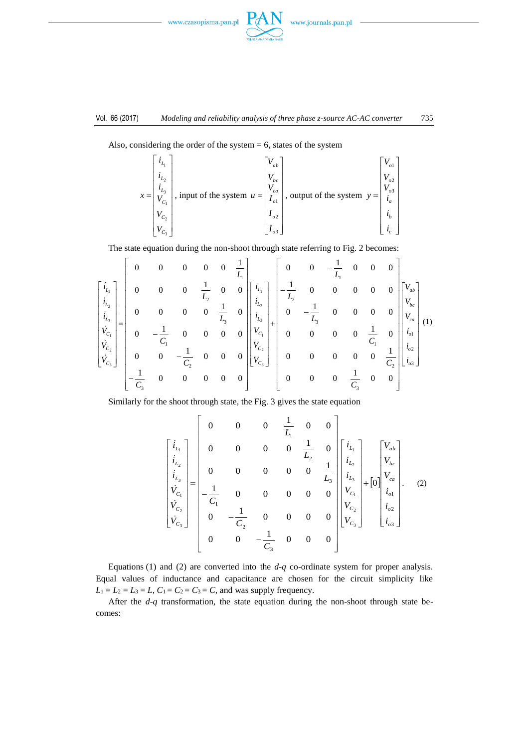Also, considering the order of the system = 6, states of the system

$$x = \begin{bmatrix} i_{L_1} \\ i_{L_2} \\ i_{L_3} \\ V_{C_1} \\ V_{C_2} \\ V_{C_3} \end{bmatrix}, \text{ input of the system } u = \begin{bmatrix} V_{ab} \\ V_{bc} \\ V_{ca} \\ I_{o1} \\ I_{o2} \\ I_{o3} \end{bmatrix}, \text{ output of the system } y = \begin{bmatrix} V_{o1} \\ V_{o2} \\ V_{o3} \\ i_a \\ i_b \\ i_c \end{bmatrix}$$

The state equation during the non-shoot through state referring to Fig. 2 becomes:

$$\begin{bmatrix} \dot{i}_{L_1} \\ \dot{i}_{L_2} \\ \dot{i}_{L_3} \\ \dot{V}_{C_1} \\ \dot{V}_{C_2} \\ \dot{V}_{C_3} \end{bmatrix} = \begin{bmatrix} 0 & 0 & 0 & 0 & 0 & \frac{1}{L_1} \\ 0 & 0 & 0 & \frac{1}{L_2} & 0 & 0 \\ 0 & 0 & 0 & 0 & \frac{1}{L_3} & 0 \\ 0 & -\frac{1}{C_1} & 0 & 0 & 0 & 0 \\ 0 & 0 & -\frac{1}{C_2} & 0 & 0 & 0 \\ -\frac{1}{C_3} & 0 & 0 & 0 & 0 & 0 \end{bmatrix} \begin{bmatrix} i_{L_1} \\ i_{L_2} \\ i_{L_3} \\ V_{C_1} \\ V_{C_2} \\ V_{C_3} \end{bmatrix} + \begin{bmatrix} 0 & 0 & -\frac{1}{L_1} & 0 & 0 & 0 \\ -\frac{1}{L_2} & 0 & 0 & 0 & 0 & 0 \\ 0 & -\frac{1}{L_3} & 0 & 0 & 0 & 0 \\ 0 & 0 & 0 & 0 & \frac{1}{C_1} & 0 \\ 0 & 0 & 0 & 0 & 0 & \frac{1}{C_2} \\ 0 & 0 & 0 & \frac{1}{C_3} & 0 & 0 \end{bmatrix} \begin{bmatrix} V_{ab} \\ V_{bc} \\ V_{ca} \\ i_{o1} \\ i_{o2} \\ i_{o3} \end{bmatrix} \quad (1)$$

Similarly for the shoot through state, the Fig. 3 gives the state equation

$$\begin{bmatrix} \dot{i}_{L_1} \\ \dot{i}_{L_2} \\ \dot{i}_{L_3} \\ \dot{V}_{C_1} \\ \dot{V}_{C_2} \\ \dot{V}_{C_3} \end{bmatrix} = \begin{bmatrix} 0 & 0 & 0 & \frac{1}{L_1} & 0 & 0 \\ 0 & 0 & 0 & 0 & \frac{1}{L_2} & 0 \\ 0 & 0 & 0 & 0 & 0 & \frac{1}{L_3} \\ -\frac{1}{C_1} & 0 & 0 & 0 & 0 & 0 \\ 0 & -\frac{1}{C_2} & 0 & 0 & 0 & 0 \\ 0 & 0 & -\frac{1}{C_3} & 0 & 0 & 0 \end{bmatrix} \begin{bmatrix} i_{L_1} \\ i_{L_2} \\ i_{L_3} \\ V_{C_1} \\ V_{C_2} \\ V_{C_3} \end{bmatrix} + [0] \begin{bmatrix} V_{ab} \\ V_{bc} \\ V_{ca} \\ i_{o1} \\ i_{o2} \\ i_{o3} \end{bmatrix}. \quad (2)$$

Equations (1) and (2) are converted into the *d-q* co-ordinate system for proper analysis. Equal values of inductance and capacitance are chosen for the circuit simplicity like $L_1 = L_2 = L_3 = L$, $C_1 = C_2 = C_3 = C$, and was supply frequency.

After the *d-q* transformation, the state equation during the non-shoot through state becomes: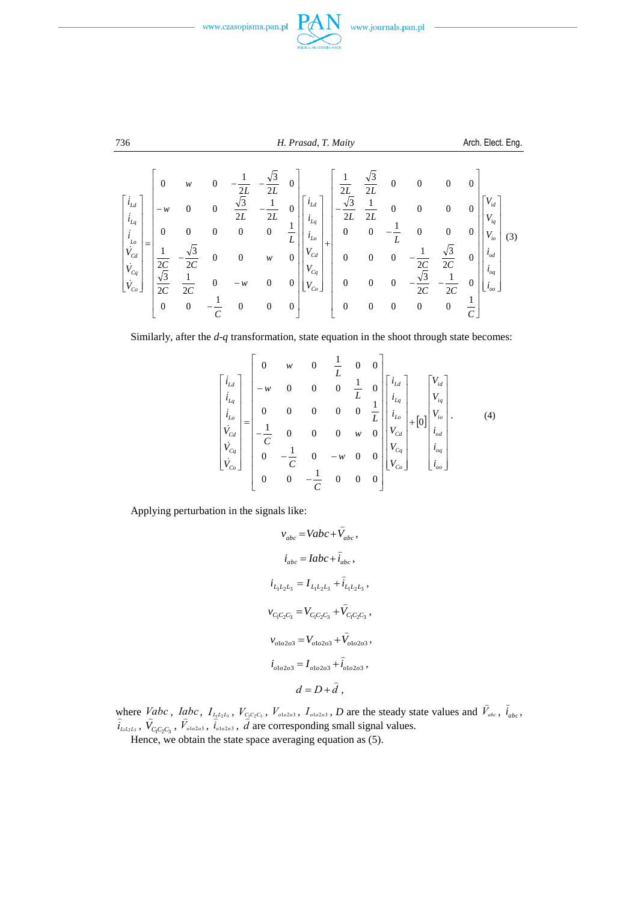$$
\begin{bmatrix} \dot{i}_{Ld} \\ \dot{i}_{Lq} \\ \dot{i}_{Lo} \\ \dot{V}_{Cd} \\ \dot{V}_{Cq} \\ \dot{V}_{Co} \end{bmatrix} = \begin{bmatrix} 0 & w & 0 & -\frac{1}{2L} & -\frac{\sqrt{3}}{2L} & 0 \\ -w & 0 & 0 & \frac{\sqrt{3}}{2L} & -\frac{1}{2L} & 0 \\ 0 & 0 & 0 & 0 & 0 & \frac{1}{L} \\ \frac{1}{2C} & -\frac{\sqrt{3}}{2C} & 0 & 0 & w & 0 \\ \frac{\sqrt{3}}{2C} & \frac{1}{2C} & 0 & -w & 0 & 0 \\ 0 & 0 & -\frac{1}{C} & 0 & 0 & 0 \end{bmatrix} \begin{bmatrix} i_{Ld} \\ i_{Lq} \\ i_{Lo} \\ V_{Cd} \\ V_{Cq} \\ V_{Co} \end{bmatrix} + \begin{bmatrix} \frac{1}{2L} & \frac{\sqrt{3}}{2L} & 0 & 0 & 0 & 0 \\ -\frac{\sqrt{3}}{2L} & \frac{1}{2L} & 0 & 0 & 0 & 0 \\ 0 & 0 & -\frac{1}{L} & 0 & 0 & 0 \\ 0 & 0 & 0 & -\frac{1}{2C} & \frac{\sqrt{3}}{2C} & 0 \\ 0 & 0 & 0 & -\frac{\sqrt{3}}{2C} & -\frac{1}{2C} & 0 \\ 0 & 0 & 0 & 0 & 0 & \frac{1}{C} \end{bmatrix} \begin{bmatrix} V_{id} \\ V_{iq} \\ V_{io} \\ i_{od} \\ i_{oq} \\ i_{oo} \end{bmatrix} \quad (3)
$$

Similarly, after the $d$-$q$ transformation, state equation in the shoot through state becomes:

$$
\begin{bmatrix} \dot{i}_{Ld} \\ \dot{i}_{Lq} \\ \dot{i}_{Lo} \\ \dot{V}_{Cd} \\ \dot{V}_{Cq} \\ \dot{V}_{Co} \end{bmatrix} = \begin{bmatrix} 0 & w & 0 & \frac{1}{L} & 0 & 0 \\ -w & 0 & 0 & 0 & \frac{1}{L} & 0 \\ 0 & 0 & 0 & 0 & 0 & \frac{1}{L} \\ -\frac{1}{C} & 0 & 0 & 0 & w & 0 \\ 0 & -\frac{1}{C} & 0 & -w & 0 & 0 \\ 0 & 0 & -\frac{1}{C} & 0 & 0 & 0 \end{bmatrix} \begin{bmatrix} i_{Ld} \\ i_{Lq} \\ i_{Lo} \\ V_{Cd} \\ V_{Cq} \\ V_{Co} \end{bmatrix} + [0] \begin{bmatrix} V_{id} \\ V_{iq} \\ V_{io} \\ i_{od} \\ i_{oq} \\ i_{oo} \end{bmatrix}. \quad (4)
$$

Applying perturbation in the signals like:

$$v_{abc} = Vabc + \hat{V}_{abc},$$

$$i_{abc} = Iabc + \hat{i}_{abc},$$

$$i_{L_1L_2L_3} = I_{L_1L_2L_3} + \hat{i}_{L_1L_2L_3},$$

$$v_{C_1C_2C_3} = V_{C_1C_2C_3} + \hat{V}_{C_1C_2C_3},$$

$$v_{o1o2o3} = V_{o1o2o3} + \hat{V}_{o1o2o3},$$

$$i_{o1o2o3} = I_{o1o2o3} + \hat{i}_{o1o2o3},$$

$$d = D + \hat{d},$$

where $Vabc$, $Iabc$, $I_{L_1L_2L_3}$, $V_{C_1C_2C_3}$, $V_{o1o2o3}$, $I_{o1o2o3}$, $D$ are the steady state values and $\hat{V}_{abc}$, $\hat{i}_{abc}$, $\hat{i}_{L_1L_2L_3}$, $\hat{V}_{C_1C_2C_3}$, $\hat{V}_{o1o2o3}$, $\hat{i}_{o1o2o3}$, $\hat{d}$ are corresponding small signal values.

Hence, we obtain the state space averaging equation as (5).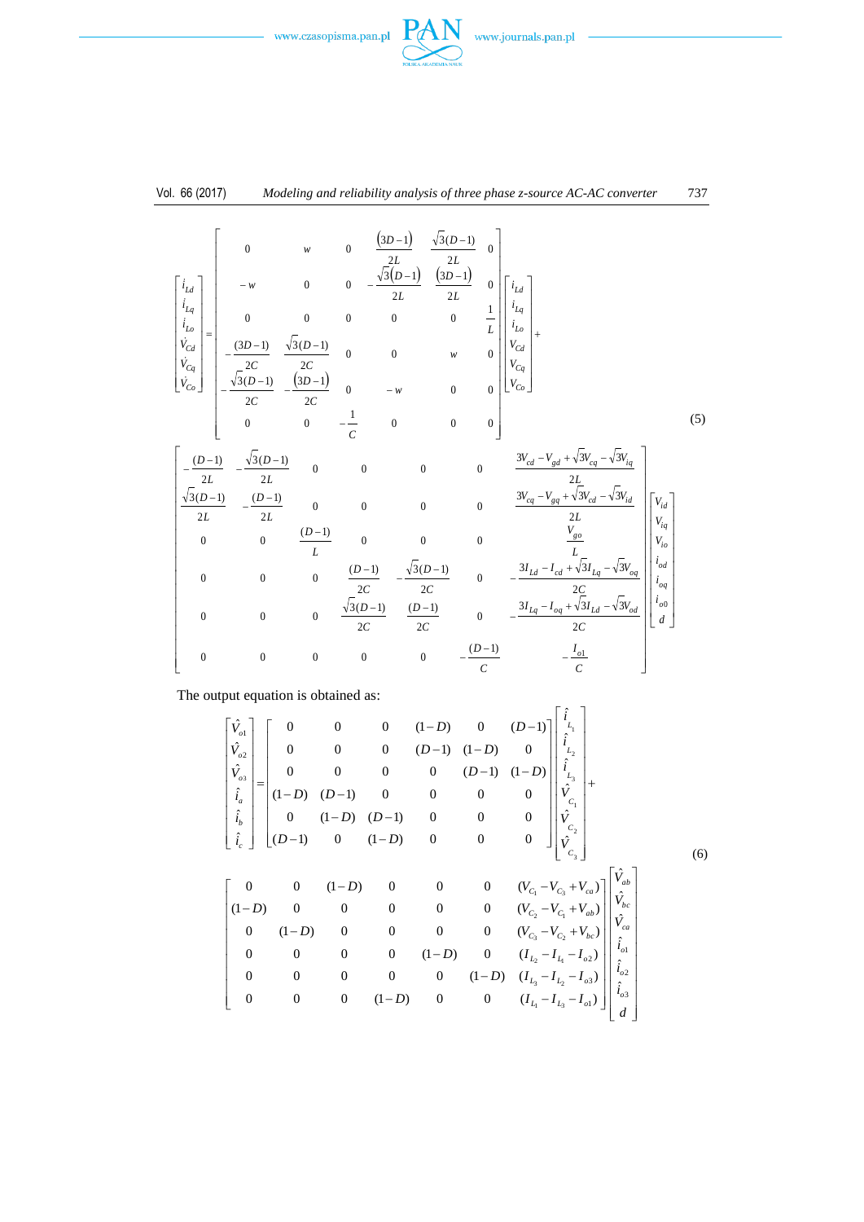$$
\begin{bmatrix} \dot{i}_{Ld} \\ \dot{i}_{Lq} \\ \dot{i}_{Lo} \\ \dot{V}_{Cd} \\ \dot{V}_{Cq} \\ \dot{V}_{Co} \end{bmatrix} =
\begin{bmatrix}
0 & w & 0 & \frac{(3D-1)}{2L} & \frac{\sqrt{3}(D-1)}{2L} & 0 \\
-w & 0 & 0 & -\frac{\sqrt{3}(D-1)}{2L} & \frac{(3D-1)}{2L} & 0 \\
0 & 0 & 0 & 0 & 0 & \frac{1}{L} \\
-\frac{(3D-1)}{2C} & \frac{\sqrt{3}(D-1)}{2C} & 0 & 0 & w & 0 \\
-\frac{\sqrt{3}(D-1)}{2C} & -\frac{(3D-1)}{2C} & 0 & -w & 0 & 0 \\
0 & 0 & -\frac{1}{C} & 0 & 0 & 0
\end{bmatrix}
\begin{bmatrix} i_{Ld} \\ i_{Lq} \\ i_{Lo} \\ V_{Cd} \\ V_{Cq} \\ V_{Co} \end{bmatrix} +
$$

$$
\begin{bmatrix}
-\frac{(D-1)}{2L} & -\frac{\sqrt{3}(D-1)}{2L} & 0 & 0 & 0 & 0 & \frac{3V_{cd} - V_{gd} + \sqrt{3}V_{cq} - \sqrt{3}V_{iq}}{2L} \\
\frac{\sqrt{3}(D-1)}{2L} & -\frac{(D-1)}{2L} & 0 & 0 & 0 & 0 & \frac{3V_{cq} - V_{gq} + \sqrt{3}V_{cd} - \sqrt{3}V_{id}}{2L} \\
0 & 0 & \frac{(D-1)}{L} & 0 & 0 & 0 & \frac{V_{go}}{L} \\
0 & 0 & 0 & \frac{(D-1)}{2C} & -\frac{\sqrt{3}(D-1)}{2C} & 0 & -\frac{3I_{Ld} - I_{cd} + \sqrt{3}I_{Lq} - \sqrt{3}V_{oq}}{2C} \\
0 & 0 & 0 & \frac{\sqrt{3}(D-1)}{2C} & \frac{(D-1)}{2C} & 0 & -\frac{3I_{Lq} - I_{oq} + \sqrt{3}I_{Ld} - \sqrt{3}V_{od}}{2C} \\
0 & 0 & 0 & 0 & 0 & -\frac{(D-1)}{C} & -\frac{I_{o1}}{C}
\end{bmatrix}
\begin{bmatrix} V_{id} \\ V_{iq} \\ V_{io} \\ i_{od} \\ i_{oq} \\ i_{o0} \\ d \end{bmatrix}
\tag{5}
$$

The output equation is obtained as:

$$
\begin{bmatrix} \hat{V}_{o1} \\ \hat{V}_{o2} \\ \hat{V}_{o3} \\ \hat{i}_a \\ \hat{i}_b \\ \hat{i}_c \end{bmatrix} =
\begin{bmatrix}
0 & 0 & 0 & (1-D) & 0 & (D-1) \\
0 & 0 & 0 & (D-1) & (1-D) & 0 \\
0 & 0 & 0 & 0 & (D-1) & (1-D) \\
(1-D) & (D-1) & 0 & 0 & 0 & 0 \\
0 & (1-D) & (D-1) & 0 & 0 & 0 \\
(D-1) & 0 & (1-D) & 0 & 0 & 0
\end{bmatrix}
\begin{bmatrix} \hat{i}_{L_1} \\ \hat{i}_{L_2} \\ \hat{i}_{L_3} \\ \hat{V}_{C_1} \\ \hat{V}_{C_2} \\ \hat{V}_{C_3} \end{bmatrix} +
$$

$$
\begin{bmatrix}
0 & 0 & (1-D) & 0 & 0 & 0 & (V_{C_1} - V_{C_3} + V_{ca}) \\
(1-D) & 0 & 0 & 0 & 0 & 0 & (V_{C_2} - V_{C_1} + V_{ab}) \\
0 & (1-D) & 0 & 0 & 0 & 0 & (V_{C_3} - V_{C_1} + V_{bc}) \\
0 & 0 & 0 & 0 & (1-D) & 0 & (I_{L_2} - I_{L_1} - I_{o2}) \\
0 & 0 & 0 & 0 & 0 & (1-D) & (I_{L_3} - I_{L_2} - I_{o3}) \\
0 & 0 & 0 & (1-D) & 0 & 0 & (I_{L_1} - I_{L_3} - I_{o1})
\end{bmatrix}
\begin{bmatrix} \hat{V}_{ab} \\ \hat{V}_{bc} \\ \hat{V}_{ca} \\ \hat{i}_{o1} \\ \hat{i}_{o2} \\ \hat{i}_{o3} \\ d \end{bmatrix}
\tag{6}
$$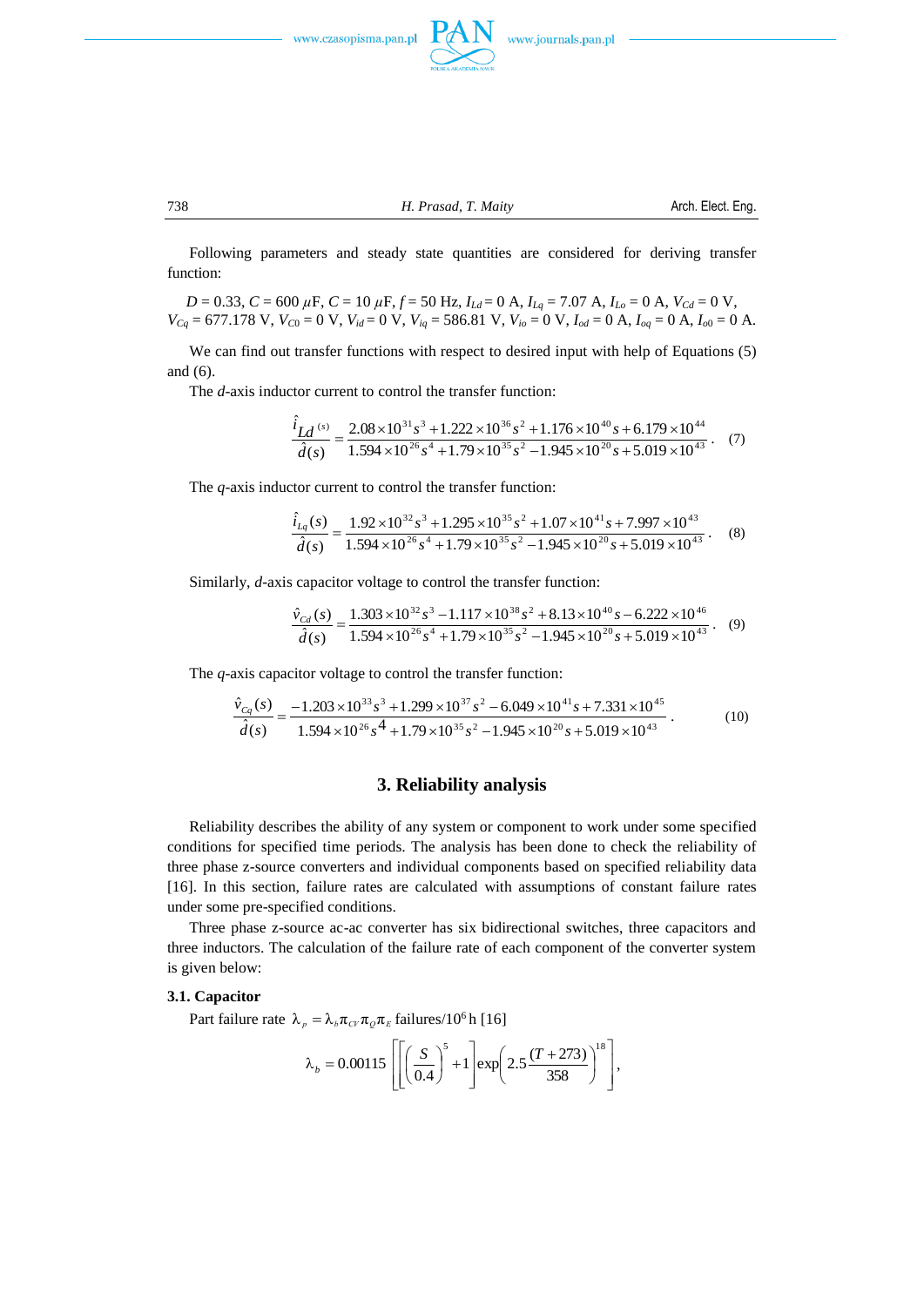Following parameters and steady state quantities are considered for deriving transfer function:

$D = 0.33$, $C = 600$ $\mu$F, $C = 10$ $\mu$F, $f = 50$ Hz, $I_{Ld} = 0$ A, $I_{Lq} = 7.07$ A, $I_{Lo} = 0$ A, $V_{Cd} = 0$ V, $V_{Cq} = 677.178$ V, $V_{C0} = 0$ V, $V_{id} = 0$ V, $V_{iq} = 586.81$ V, $V_{io} = 0$ V, $I_{od} = 0$ A, $I_{oq} = 0$ A, $I_{o0} = 0$ A.

We can find out transfer functions with respect to desired input with help of Equations (5) and (6).

The $d$-axis inductor current to control the transfer function:

$$\frac{\hat{i}_{Ld}(s)}{\hat{d}(s)} = \frac{2.08\times10^{31}s^3 + 1.222\times10^{36}s^2 + 1.176\times10^{40}s + 6.179\times10^{44}}{1.594\times10^{26}s^4 + 1.79\times10^{35}s^2 - 1.945\times10^{20}s + 5.019\times10^{43}}. \quad (7)$$

The $q$-axis inductor current to control the transfer function:

$$\frac{\hat{i}_{Lq}(s)}{\hat{d}(s)} = \frac{1.92\times10^{32}s^3 + 1.295\times10^{35}s^2 + 1.07\times10^{41}s + 7.997\times10^{43}}{1.594\times10^{26}s^4 + 1.79\times10^{35}s^2 - 1.945\times10^{20}s + 5.019\times10^{43}}. \quad (8)$$

Similarly, $d$-axis capacitor voltage to control the transfer function:

$$\frac{\hat{v}_{Cd}(s)}{\hat{d}(s)} = \frac{1.303\times10^{32}s^3 - 1.117\times10^{38}s^2 + 8.13\times10^{40}s - 6.222\times10^{46}}{1.594\times10^{26}s^4 + 1.79\times10^{35}s^2 - 1.945\times10^{20}s + 5.019\times10^{43}}. \quad (9)$$

The $q$-axis capacitor voltage to control the transfer function:

$$\frac{\hat{v}_{Cq}(s)}{\hat{d}(s)} = \frac{-1.203\times10^{33}s^3 + 1.299\times10^{37}s^2 - 6.049\times10^{41}s + 7.331\times10^{45}}{1.594\times10^{26}s^4 + 1.79\times10^{35}s^2 - 1.945\times10^{20}s + 5.019\times10^{43}}. \quad (10)$$

## 3. Reliability analysis

Reliability describes the ability of any system or component to work under some specified conditions for specified time periods. The analysis has been done to check the reliability of three phase z-source converters and individual components based on specified reliability data [16]. In this section, failure rates are calculated with assumptions of constant failure rates under some pre-specified conditions.

Three phase z-source ac-ac converter has six bidirectional switches, three capacitors and three inductors. The calculation of the failure rate of each component of the converter system is given below:

### 3.1. Capacitor

Part failure rate $\lambda_p = \lambda_b \pi_{CV} \pi_Q \pi_E$ failures/$10^6$ h [16]

$$\lambda_b = 0.00115\left[\left[\left(\frac{S}{0.4}\right)^5 + 1\right]\exp\left(2.5\frac{(T+273)}{358}\right)^{18}\right],$$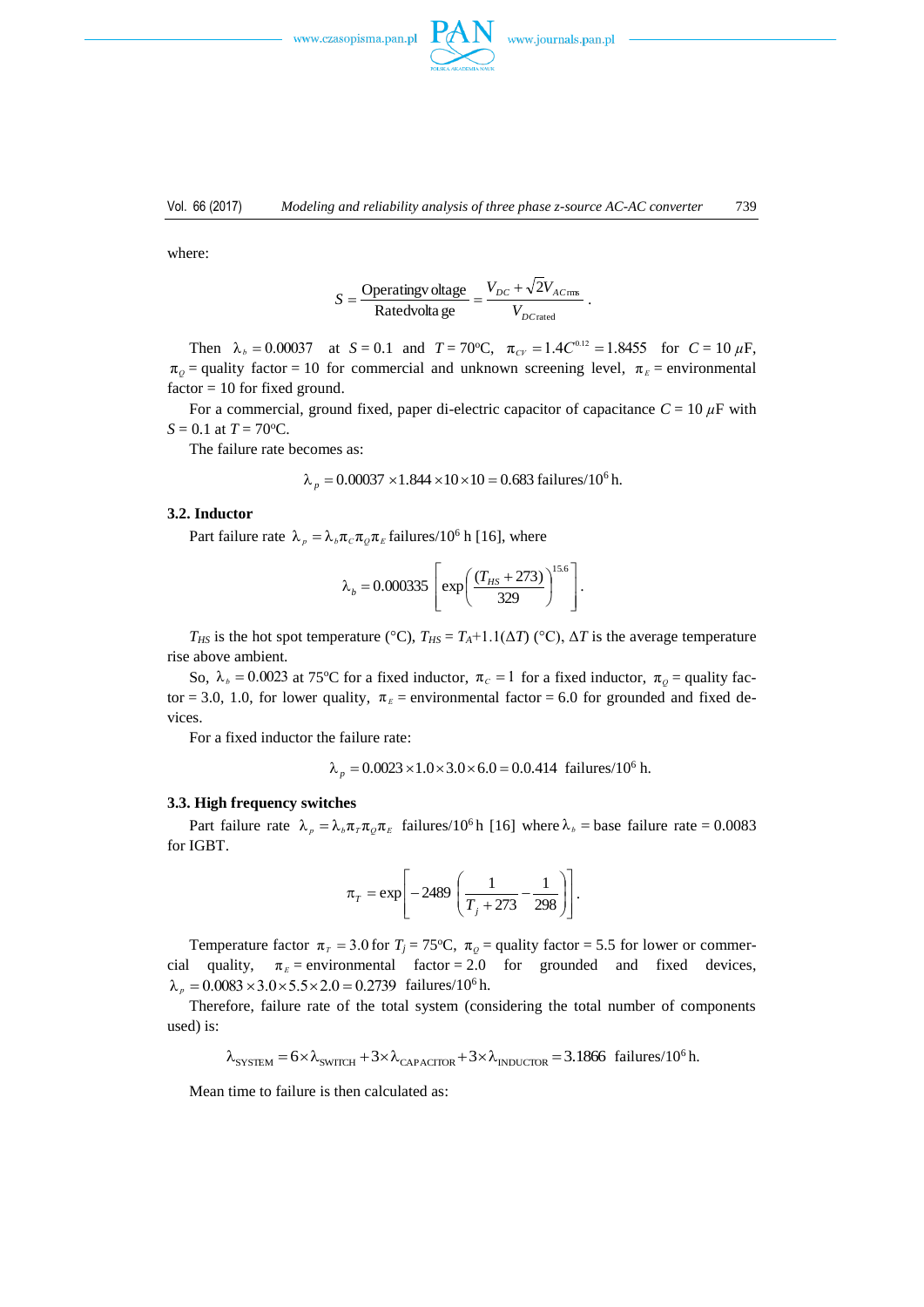where:

$$S = \frac{\text{Operating voltage}}{\text{Rated voltage}} = \frac{V_{DC} + \sqrt{2}V_{AC\text{rms}}}{V_{DC\text{rated}}}.$$

Then $\lambda_b = 0.00037$ at $S = 0.1$ and $T = 70^{\circ}$C, $\pi_{CV} = 1.4C^{0.12} = 1.8455$ for $C = 10\ \mu$F, $\pi_Q$ = quality factor = 10 for commercial and unknown screening level, $\pi_E$ = environmental factor = 10 for fixed ground.

For a commercial, ground fixed, paper di-electric capacitor of capacitance $C = 10\ \mu$F with $S = 0.1$ at $T = 70^{\circ}$C.

The failure rate becomes as:

$$\lambda_p = 0.00037 \times 1.844 \times 10 \times 10 = 0.683 \text{ failures}/10^6\text{ h}.$$

### 3.2. Inductor

Part failure rate $\lambda_p = \lambda_b \pi_C \pi_Q \pi_E$ failures/$10^6$ h [16], where

$$\lambda_b = 0.000335 \left[ \exp\left( \frac{(T_{HS} + 273)}{329} \right)^{15.6} \right].$$

$T_{HS}$ is the hot spot temperature (°C), $T_{HS} = T_A + 1.1(\Delta T)$ (°C), $\Delta T$ is the average temperature rise above ambient.

So, $\lambda_b = 0.0023$ at 75°C for a fixed inductor, $\pi_C = 1$ for a fixed inductor, $\pi_Q$ = quality factor = 3.0, 1.0, for lower quality, $\pi_E$ = environmental factor = 6.0 for grounded and fixed devices.

For a fixed inductor the failure rate:

$$\lambda_p = 0.0023 \times 1.0 \times 3.0 \times 6.0 = 0.0.414 \text{ failures}/10^6\text{ h}.$$

### 3.3. High frequency switches

Part failure rate $\lambda_p = \lambda_b \pi_T \pi_Q \pi_E$ failures/$10^6$ h [16] where $\lambda_b$ = base failure rate = 0.0083 for IGBT.

$$\pi_T = \exp\left[ -2489 \left( \frac{1}{T_j + 273} - \frac{1}{298} \right) \right].$$

Temperature factor $\pi_T = 3.0$ for $T_j = 75^{\circ}$C, $\pi_Q$ = quality factor = 5.5 for lower or commercial quality, $\pi_E$ = environmental factor = 2.0 for grounded and fixed devices, $\lambda_p = 0.0083 \times 3.0 \times 5.5 \times 2.0 = 0.2739$ failures/$10^6$ h.

Therefore, failure rate of the total system (considering the total number of components used) is:

$$\lambda_{\text{SYSTEM}} = 6 \times \lambda_{\text{SWITCH}} + 3 \times \lambda_{\text{CAPACITOR}} + 3 \times \lambda_{\text{INDUCTOR}} = 3.1866 \text{ failures}/10^6\text{ h}.$$

Mean time to failure is then calculated as: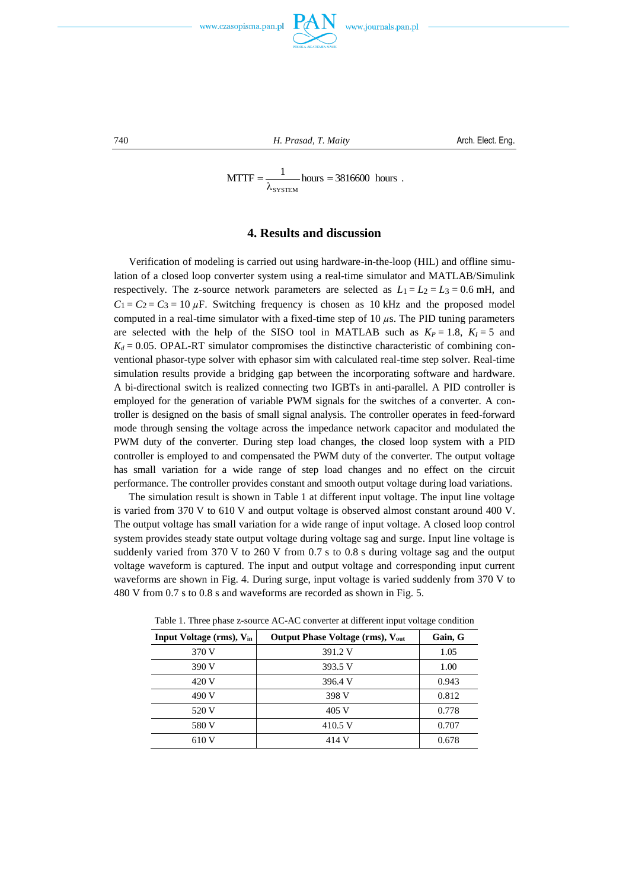$$\text{MTTF} = \frac{1}{\lambda_{\text{SYSTEM}}} \text{hours} = 3816600 \text{ hours} .$$

## 4. Results and discussion

Verification of modeling is carried out using hardware-in-the-loop (HIL) and offline simulation of a closed loop converter system using a real-time simulator and MATLAB/Simulink respectively. The z-source network parameters are selected as $L_1 = L_2 = L_3 = 0.6$ mH, and $C_1 = C_2 = C_3 = 10\ \mu$F. Switching frequency is chosen as 10 kHz and the proposed model computed in a real-time simulator with a fixed-time step of 10 $\mu$s. The PID tuning parameters are selected with the help of the SISO tool in MATLAB such as $K_P = 1.8$, $K_I = 5$ and $K_d = 0.05$. OPAL-RT simulator compromises the distinctive characteristic of combining conventional phasor-type solver with ephasor sim with calculated real-time step solver. Real-time simulation results provide a bridging gap between the incorporating software and hardware. A bi-directional switch is realized connecting two IGBTs in anti-parallel. A PID controller is employed for the generation of variable PWM signals for the switches of a converter. A controller is designed on the basis of small signal analysis. The controller operates in feed-forward mode through sensing the voltage across the impedance network capacitor and modulated the PWM duty of the converter. During step load changes, the closed loop system with a PID controller is employed to and compensated the PWM duty of the converter. The output voltage has small variation for a wide range of step load changes and no effect on the circuit performance. The controller provides constant and smooth output voltage during load variations.

The simulation result is shown in Table 1 at different input voltage. The input line voltage is varied from 370 V to 610 V and output voltage is observed almost constant around 400 V. The output voltage has small variation for a wide range of input voltage. A closed loop control system provides steady state output voltage during voltage sag and surge. Input line voltage is suddenly varied from 370 V to 260 V from 0.7 s to 0.8 s during voltage sag and the output voltage waveform is captured. The input and output voltage and corresponding input current waveforms are shown in Fig. 4. During surge, input voltage is varied suddenly from 370 V to 480 V from 0.7 s to 0.8 s and waveforms are recorded as shown in Fig. 5.

Table 1. Three phase z-source AC-AC converter at different input voltage condition

| **Input Voltage (rms), $V_{in}$** | **Output Phase Voltage (rms), $V_{out}$** | **Gain, G** |
|---|---|---|
| 370 V | 391.2 V | 1.05 |
| 390 V | 393.5 V | 1.00 |
| 420 V | 396.4 V | 0.943 |
| 490 V | 398 V | 0.812 |
| 520 V | 405 V | 0.778 |
| 580 V | 410.5 V | 0.707 |
| 610 V | 414 V | 0.678 |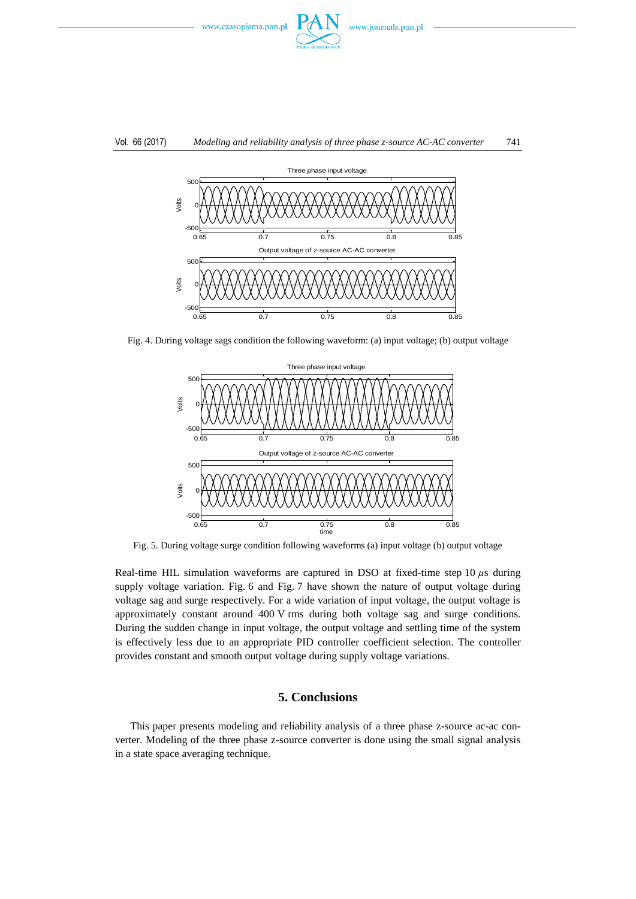Fig. 4. During voltage sags condition the following waveform: (a) input voltage; (b) output voltage

Fig. 5. During voltage surge condition following waveforms (a) input voltage (b) output voltage

Real-time HIL simulation waveforms are captured in DSO at fixed-time step 10 $\mu$s during supply voltage variation. Fig. 6 and Fig. 7 have shown the nature of output voltage during voltage sag and surge respectively. For a wide variation of input voltage, the output voltage is approximately constant around 400 V rms during both voltage sag and surge conditions. During the sudden change in input voltage, the output voltage and settling time of the system is effectively less due to an appropriate PID controller coefficient selection. The controller provides constant and smooth output voltage during supply voltage variations.

## 5. Conclusions

This paper presents modeling and reliability analysis of a three phase z-source ac-ac converter. Modeling of the three phase z-source converter is done using the small signal analysis in a state space averaging technique.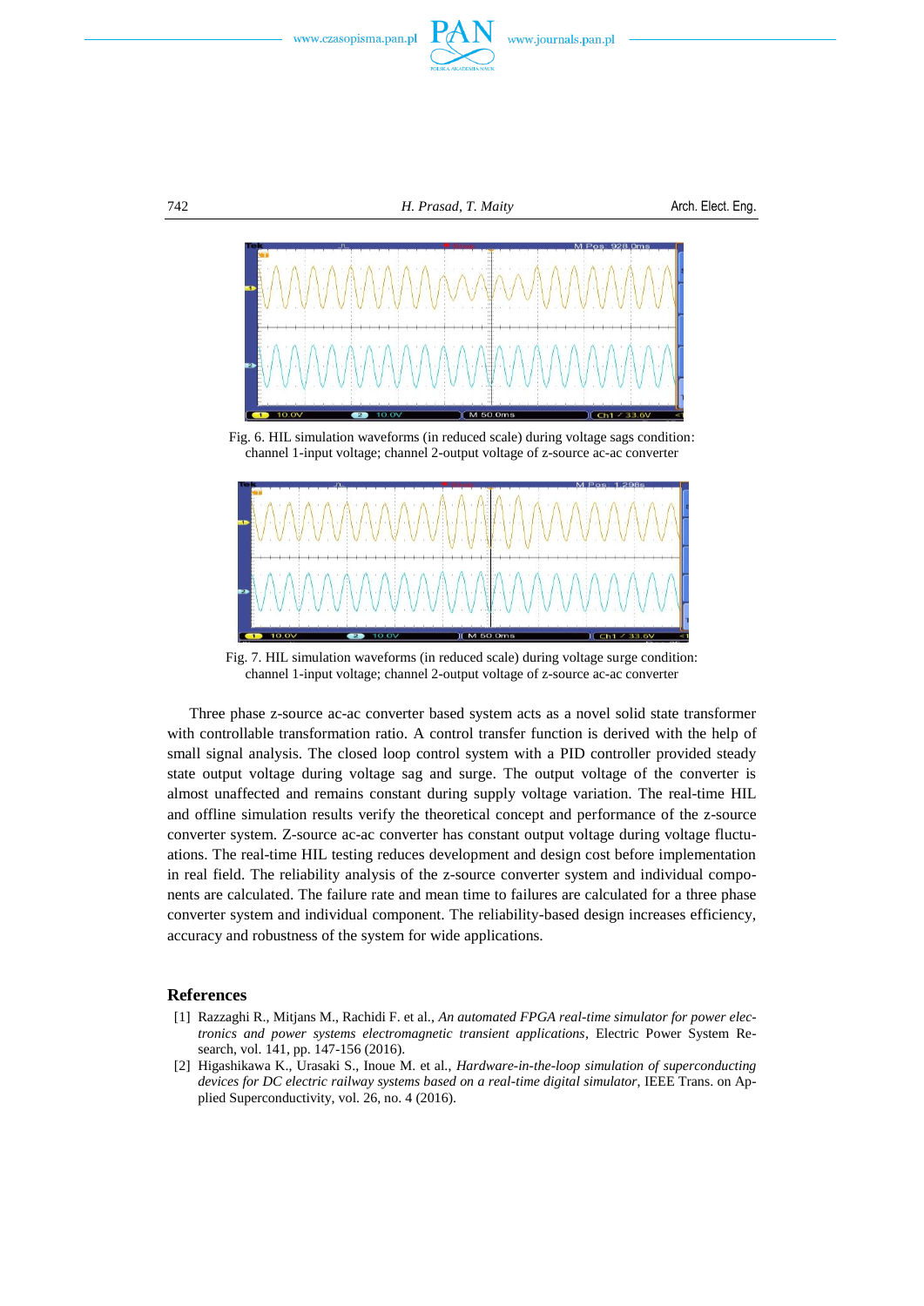Fig. 6. HIL simulation waveforms (in reduced scale) during voltage sags condition: channel 1-input voltage; channel 2-output voltage of z-source ac-ac converter

Fig. 7. HIL simulation waveforms (in reduced scale) during voltage surge condition: channel 1-input voltage; channel 2-output voltage of z-source ac-ac converter

Three phase z-source ac-ac converter based system acts as a novel solid state transformer with controllable transformation ratio. A control transfer function is derived with the help of small signal analysis. The closed loop control system with a PID controller provided steady state output voltage during voltage sag and surge. The output voltage of the converter is almost unaffected and remains constant during supply voltage variation. The real-time HIL and offline simulation results verify the theoretical concept and performance of the z-source converter system. Z-source ac-ac converter has constant output voltage during voltage fluctuations. The real-time HIL testing reduces development and design cost before implementation in real field. The reliability analysis of the z-source converter system and individual components are calculated. The failure rate and mean time to failures are calculated for a three phase converter system and individual component. The reliability-based design increases efficiency, accuracy and robustness of the system for wide applications.

## References

[1] Razzaghi R., Mitjans M., Rachidi F. et al., *An automated FPGA real-time simulator for power electronics and power systems electromagnetic transient applications*, Electric Power System Research, vol. 141, pp. 147-156 (2016).

[2] Higashikawa K., Urasaki S., Inoue M. et al., *Hardware-in-the-loop simulation of superconducting devices for DC electric railway systems based on a real-time digital simulator*, IEEE Trans. on Applied Superconductivity, vol. 26, no. 4 (2016).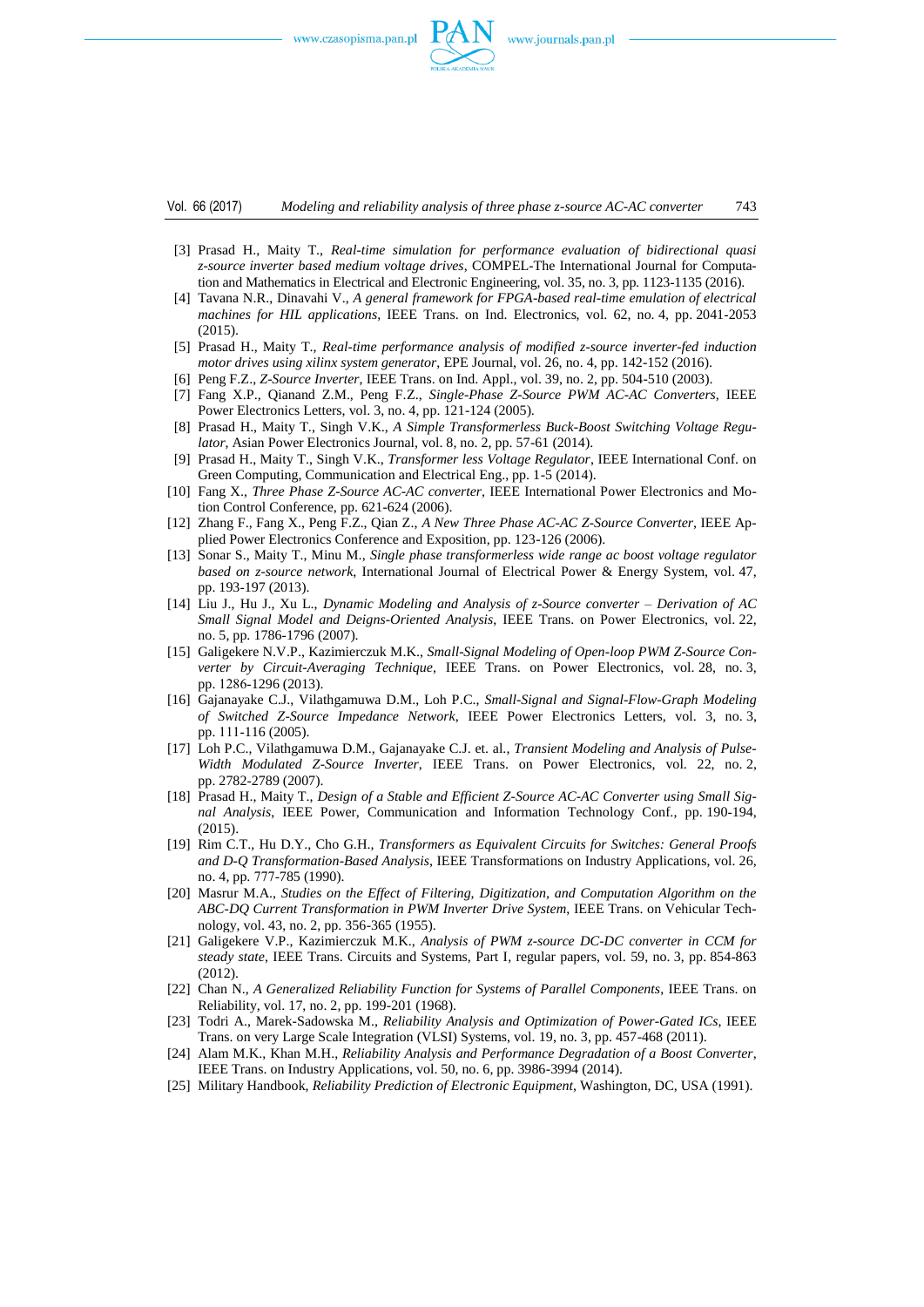[3] Prasad H., Maity T., *Real-time simulation for performance evaluation of bidirectional quasi z-source inverter based medium voltage drives*, COMPEL-The International Journal for Computation and Mathematics in Electrical and Electronic Engineering, vol. 35, no. 3, pp. 1123-1135 (2016).

[4] Tavana N.R., Dinavahi V., *A general framework for FPGA-based real-time emulation of electrical machines for HIL applications*, IEEE Trans. on Ind. Electronics, vol. 62, no. 4, pp. 2041-2053 (2015).

[5] Prasad H., Maity T., *Real-time performance analysis of modified z-source inverter-fed induction motor drives using xilinx system generator*, EPE Journal, vol. 26, no. 4, pp. 142-152 (2016).

[6] Peng F.Z., *Z-Source Inverter*, IEEE Trans. on Ind. Appl., vol. 39, no. 2, pp. 504-510 (2003).

[7] Fang X.P., Qianand Z.M., Peng F.Z., *Single-Phase Z-Source PWM AC-AC Converters*, IEEE Power Electronics Letters, vol. 3, no. 4, pp. 121-124 (2005).

[8] Prasad H., Maity T., Singh V.K., *A Simple Transformerless Buck-Boost Switching Voltage Regulator*, Asian Power Electronics Journal, vol. 8, no. 2, pp. 57-61 (2014).

[9] Prasad H., Maity T., Singh V.K., *Transformer less Voltage Regulator*, IEEE International Conf. on Green Computing, Communication and Electrical Eng., pp. 1-5 (2014).

[10] Fang X., *Three Phase Z-Source AC-AC converter*, IEEE International Power Electronics and Motion Control Conference, pp. 621-624 (2006).

[12] Zhang F., Fang X., Peng F.Z., Qian Z., *A New Three Phase AC-AC Z-Source Converter*, IEEE Applied Power Electronics Conference and Exposition, pp. 123-126 (2006).

[13] Sonar S., Maity T., Minu M., *Single phase transformerless wide range ac boost voltage regulator based on z-source network*, International Journal of Electrical Power & Energy System, vol. 47, pp. 193-197 (2013).

[14] Liu J., Hu J., Xu L., *Dynamic Modeling and Analysis of z-Source converter – Derivation of AC Small Signal Model and Deigns-Oriented Analysis*, IEEE Trans. on Power Electronics, vol. 22, no. 5, pp. 1786-1796 (2007).

[15] Galigekere N.V.P., Kazimierczuk M.K., *Small-Signal Modeling of Open-loop PWM Z-Source Converter by Circuit-Averaging Technique*, IEEE Trans. on Power Electronics, vol. 28, no. 3, pp. 1286-1296 (2013).

[16] Gajanayake C.J., Vilathgamuwa D.M., Loh P.C., *Small-Signal and Signal-Flow-Graph Modeling of Switched Z-Source Impedance Network*, IEEE Power Electronics Letters, vol. 3, no. 3, pp. 111-116 (2005).

[17] Loh P.C., Vilathgamuwa D.M., Gajanayake C.J. et. al., *Transient Modeling and Analysis of Pulse-Width Modulated Z-Source Inverter*, IEEE Trans. on Power Electronics, vol. 22, no. 2, pp. 2782-2789 (2007).

[18] Prasad H., Maity T., *Design of a Stable and Efficient Z-Source AC-AC Converter using Small Signal Analysis*, IEEE Power, Communication and Information Technology Conf., pp. 190-194, (2015).

[19] Rim C.T., Hu D.Y., Cho G.H., *Transformers as Equivalent Circuits for Switches: General Proofs and D-Q Transformation-Based Analysis*, IEEE Transformations on Industry Applications, vol. 26, no. 4, pp. 777-785 (1990).

[20] Masrur M.A., *Studies on the Effect of Filtering, Digitization, and Computation Algorithm on the ABC-DQ Current Transformation in PWM Inverter Drive System*, IEEE Trans. on Vehicular Technology, vol. 43, no. 2, pp. 356-365 (1955).

[21] Galigekere V.P., Kazimierczuk M.K., *Analysis of PWM z-source DC-DC converter in CCM for steady state*, IEEE Trans. Circuits and Systems, Part I, regular papers, vol. 59, no. 3, pp. 854-863 (2012).

[22] Chan N., *A Generalized Reliability Function for Systems of Parallel Components*, IEEE Trans. on Reliability, vol. 17, no. 2, pp. 199-201 (1968).

[23] Todri A., Marek-Sadowska M., *Reliability Analysis and Optimization of Power-Gated ICs*, IEEE Trans. on very Large Scale Integration (VLSI) Systems, vol. 19, no. 3, pp. 457-468 (2011).

[24] Alam M.K., Khan M.H., *Reliability Analysis and Performance Degradation of a Boost Converter*, IEEE Trans. on Industry Applications, vol. 50, no. 6, pp. 3986-3994 (2014).

[25] Military Handbook, *Reliability Prediction of Electronic Equipment*, Washington, DC, USA (1991).